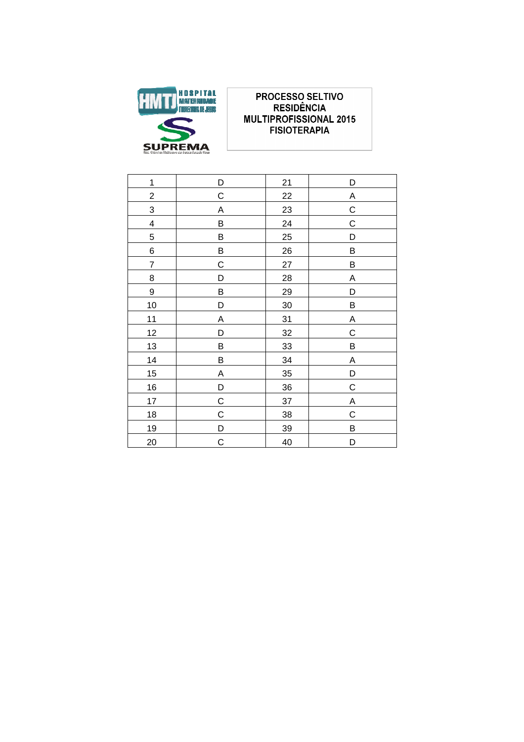HOSPITAL MATERNIDADE THEREZINHA DE JESUS

SUPREMA

**PROCESSO SELTIVO**
**RESIDÊNCIA**
**MULTIPROFISSIONAL 2015**
**FISIOTERAPIA**

| 1 | D | 21 | D |
|---|---|---|---|
| 2 | C | 22 | A |
| 3 | A | 23 | C |
| 4 | B | 24 | C |
| 5 | B | 25 | D |
| 6 | B | 26 | B |
| 7 | C | 27 | B |
| 8 | D | 28 | A |
| 9 | B | 29 | D |
| 10 | D | 30 | B |
| 11 | A | 31 | A |
| 12 | D | 32 | C |
| 13 | B | 33 | B |
| 14 | B | 34 | A |
| 15 | A | 35 | D |
| 16 | D | 36 | C |
| 17 | C | 37 | A |
| 18 | C | 38 | C |
| 19 | D | 39 | B |
| 20 | C | 40 | D |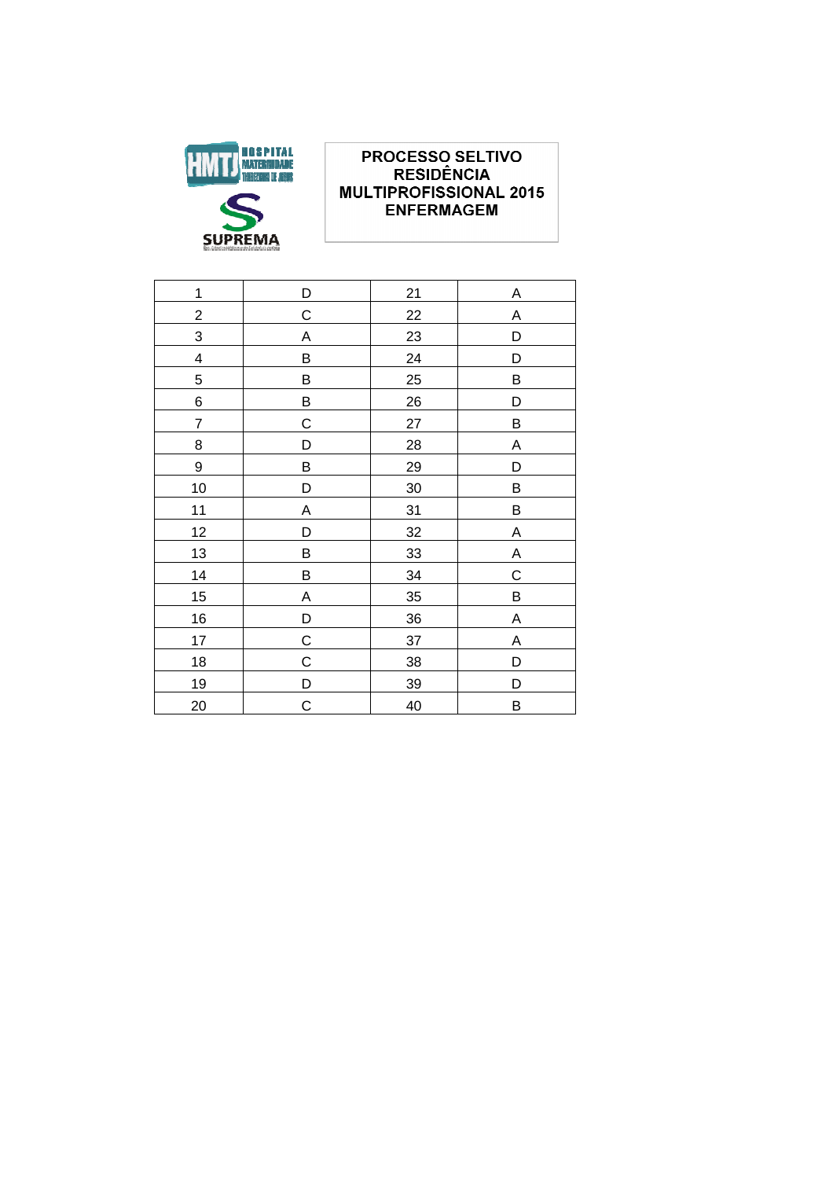**HOSPITAL MATERNIDADE THEREZINHA DE JESUS**

**SUPREMA**

**PROCESSO SELTIVO RESIDÊNCIA MULTIPROFISSIONAL 2015 ENFERMAGEM**

| 1 | D | 21 | A |
|---|---|---|---|
| 2 | C | 22 | A |
| 3 | A | 23 | D |
| 4 | B | 24 | D |
| 5 | B | 25 | B |
| 6 | B | 26 | D |
| 7 | C | 27 | B |
| 8 | D | 28 | A |
| 9 | B | 29 | D |
| 10 | D | 30 | B |
| 11 | A | 31 | B |
| 12 | D | 32 | A |
| 13 | B | 33 | A |
| 14 | B | 34 | C |
| 15 | A | 35 | B |
| 16 | D | 36 | A |
| 17 | C | 37 | A |
| 18 | C | 38 | D |
| 19 | D | 39 | D |
| 20 | C | 40 | B |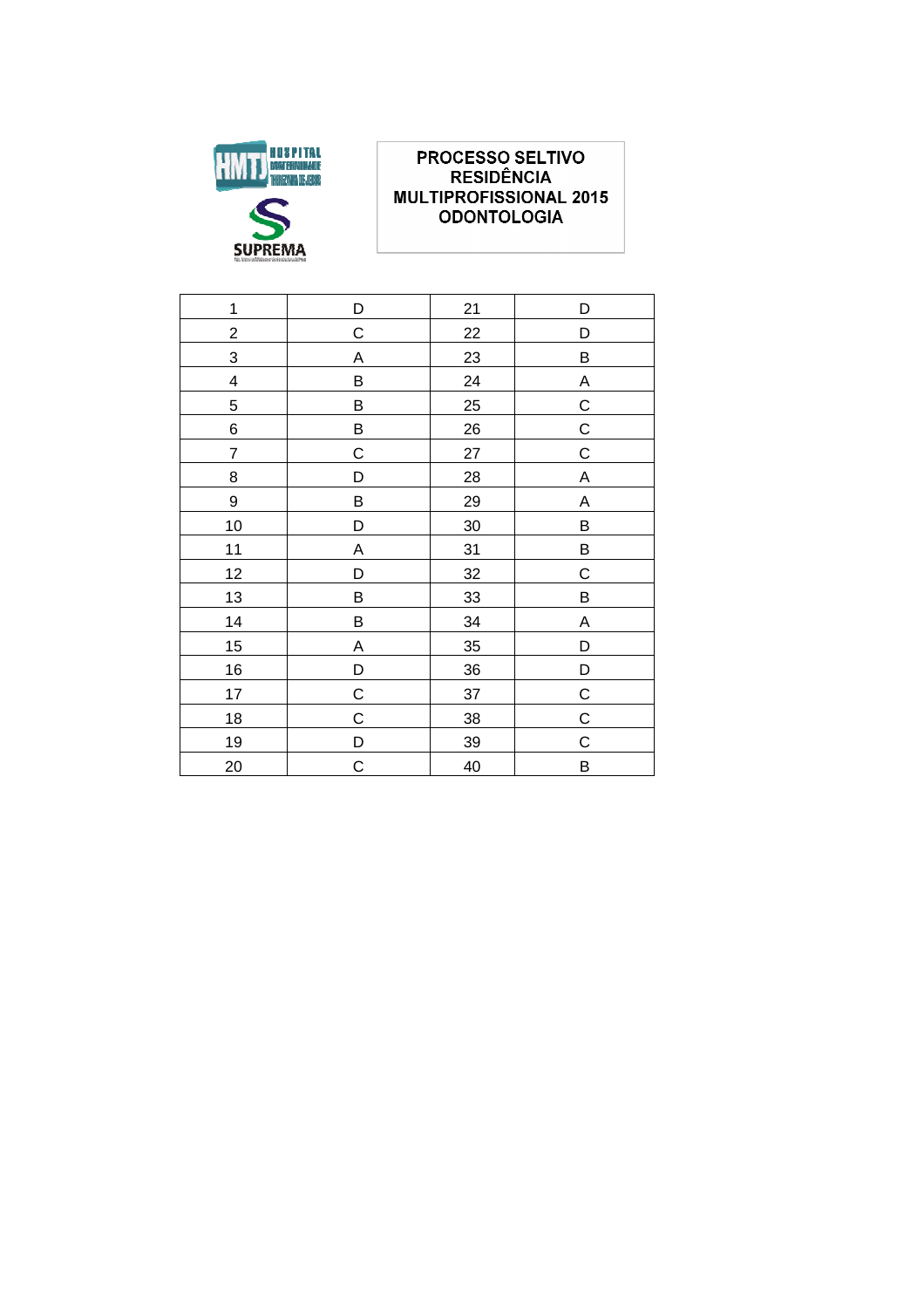HOSPITAL MATERNIDADE THEREZINHA DE JESUS

SUPREMA

**PROCESSO SELTIVO RESIDÊNCIA MULTIPROFISSIONAL 2015 ODONTOLOGIA**

| | | | |
|---|---|---|---|
| 1 | D | 21 | D |
| 2 | C | 22 | D |
| 3 | A | 23 | B |
| 4 | B | 24 | A |
| 5 | B | 25 | C |
| 6 | B | 26 | C |
| 7 | C | 27 | C |
| 8 | D | 28 | A |
| 9 | B | 29 | A |
| 10 | D | 30 | B |
| 11 | A | 31 | B |
| 12 | D | 32 | C |
| 13 | B | 33 | B |
| 14 | B | 34 | A |
| 15 | A | 35 | D |
| 16 | D | 36 | D |
| 17 | C | 37 | C |
| 18 | C | 38 | C |
| 19 | D | 39 | C |
| 20 | C | 40 | B |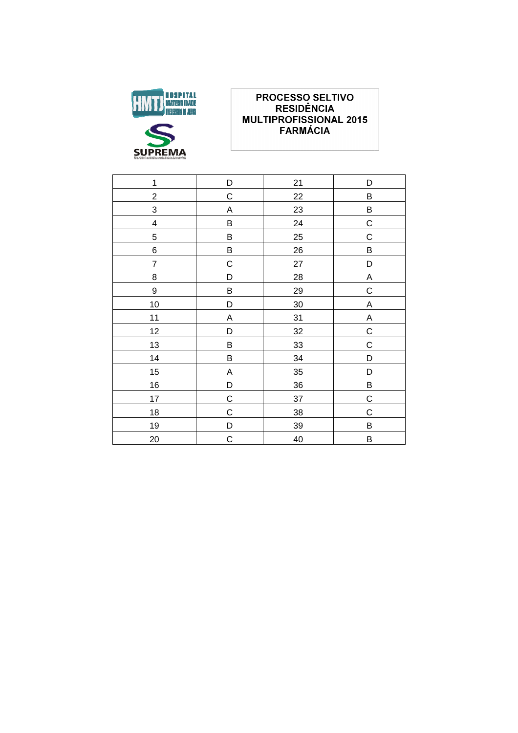**PROCESSO SELTIVO RESIDÊNCIA MULTIPROFISSIONAL 2015 FARMÁCIA**

| | | | |
|---|---|---|---|
| 1 | D | 21 | D |
| 2 | C | 22 | B |
| 3 | A | 23 | B |
| 4 | B | 24 | C |
| 5 | B | 25 | C |
| 6 | B | 26 | B |
| 7 | C | 27 | D |
| 8 | D | 28 | A |
| 9 | B | 29 | C |
| 10 | D | 30 | A |
| 11 | A | 31 | A |
| 12 | D | 32 | C |
| 13 | B | 33 | C |
| 14 | B | 34 | D |
| 15 | A | 35 | D |
| 16 | D | 36 | B |
| 17 | C | 37 | C |
| 18 | C | 38 | C |
| 19 | D | 39 | B |
| 20 | C | 40 | B |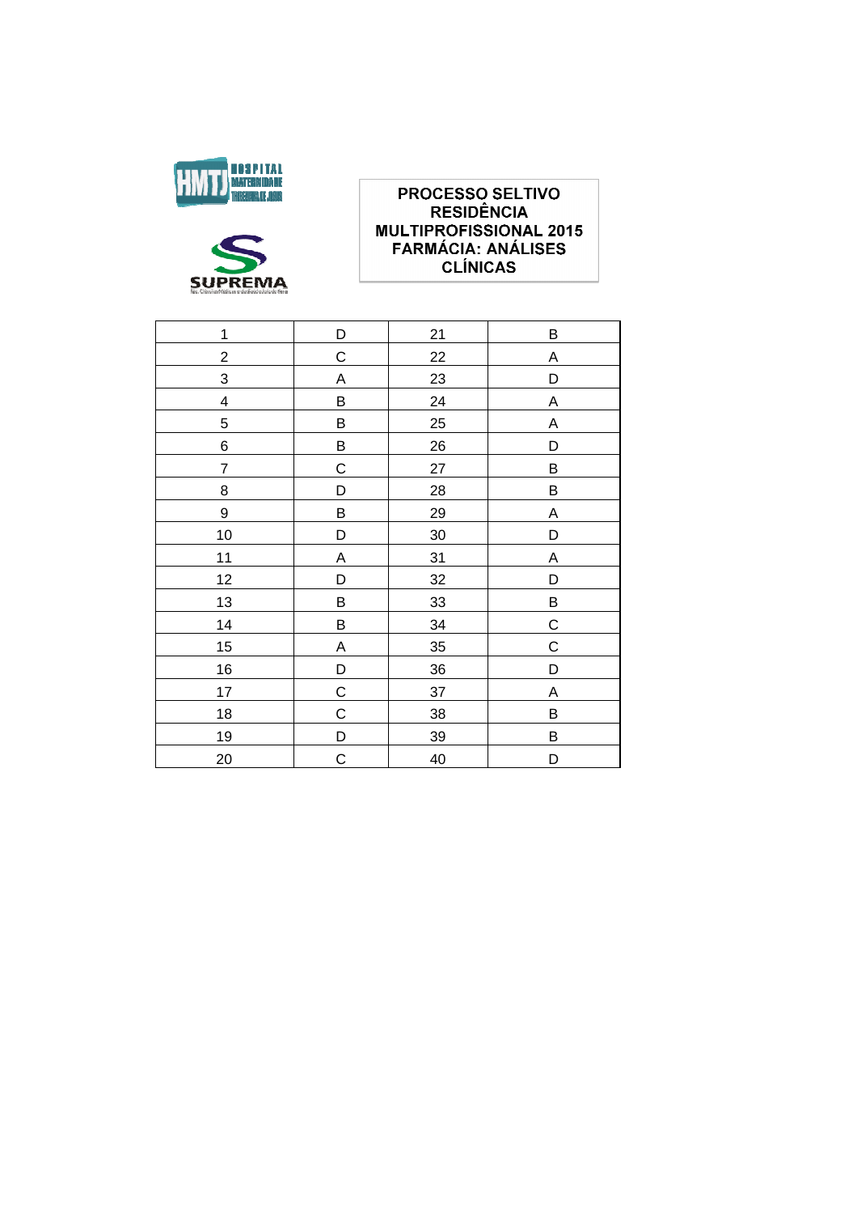HOSPITAL MATERNIDADE THEREZINHA DE JESUS

SUPREMA

**PROCESSO SELTIVO RESIDÊNCIA MULTIPROFISSIONAL 2015 FARMÁCIA: ANÁLISES CLÍNICAS**

| | | | |
|---|---|---|---|
| 1 | D | 21 | B |
| 2 | C | 22 | A |
| 3 | A | 23 | D |
| 4 | B | 24 | A |
| 5 | B | 25 | A |
| 6 | B | 26 | D |
| 7 | C | 27 | B |
| 8 | D | 28 | B |
| 9 | B | 29 | A |
| 10 | D | 30 | D |
| 11 | A | 31 | A |
| 12 | D | 32 | D |
| 13 | B | 33 | B |
| 14 | B | 34 | C |
| 15 | A | 35 | C |
| 16 | D | 36 | D |
| 17 | C | 37 | A |
| 18 | C | 38 | B |
| 19 | D | 39 | B |
| 20 | C | 40 | D |